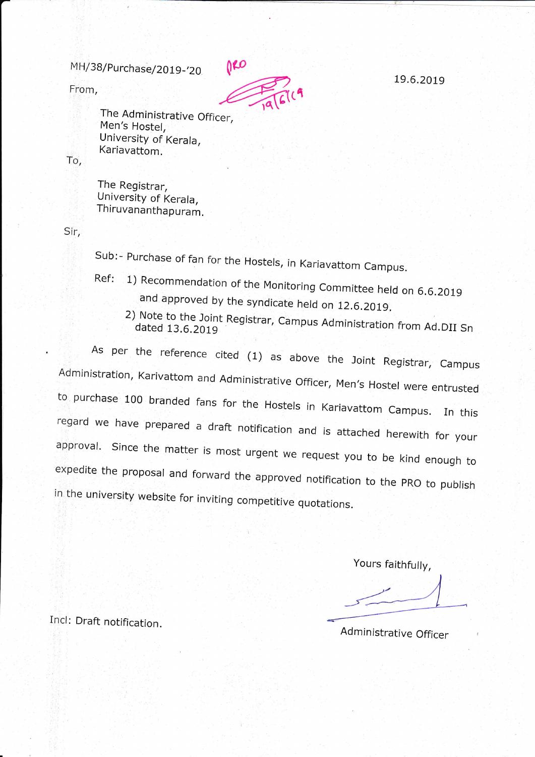MH/38/Purchase/2019-'20

19.6.2019

From,

The Administrative Officer,
Men's Hostel,
University of Kerala,
Kariavattom.

To,

The Registrar,
University of Kerala,
Thiruvananthapuram.

Sir,

Sub:- Purchase of fan for the Hostels, in Kariavattom Campus.

Ref: 1) Recommendation of the Monitoring Committee held on 6.6.2019 and approved by the syndicate held on 12.6.2019.
2) Note to the Joint Registrar, Campus Administration from Ad.DII Sn dated 13.6.2019

As per the reference cited (1) as above the Joint Registrar, Campus Administration, Karivattom and Administrative Officer, Men's Hostel were entrusted to purchase 100 branded fans for the Hostels in Kariavattom Campus. In this regard we have prepared a draft notification and is attached herewith for your approval. Since the matter is most urgent we request you to be kind enough to expedite the proposal and forward the approved notification to the PRO to publish in the university website for inviting competitive quotations.

Yours faithfully,

Administrative Officer

Incl: Draft notification.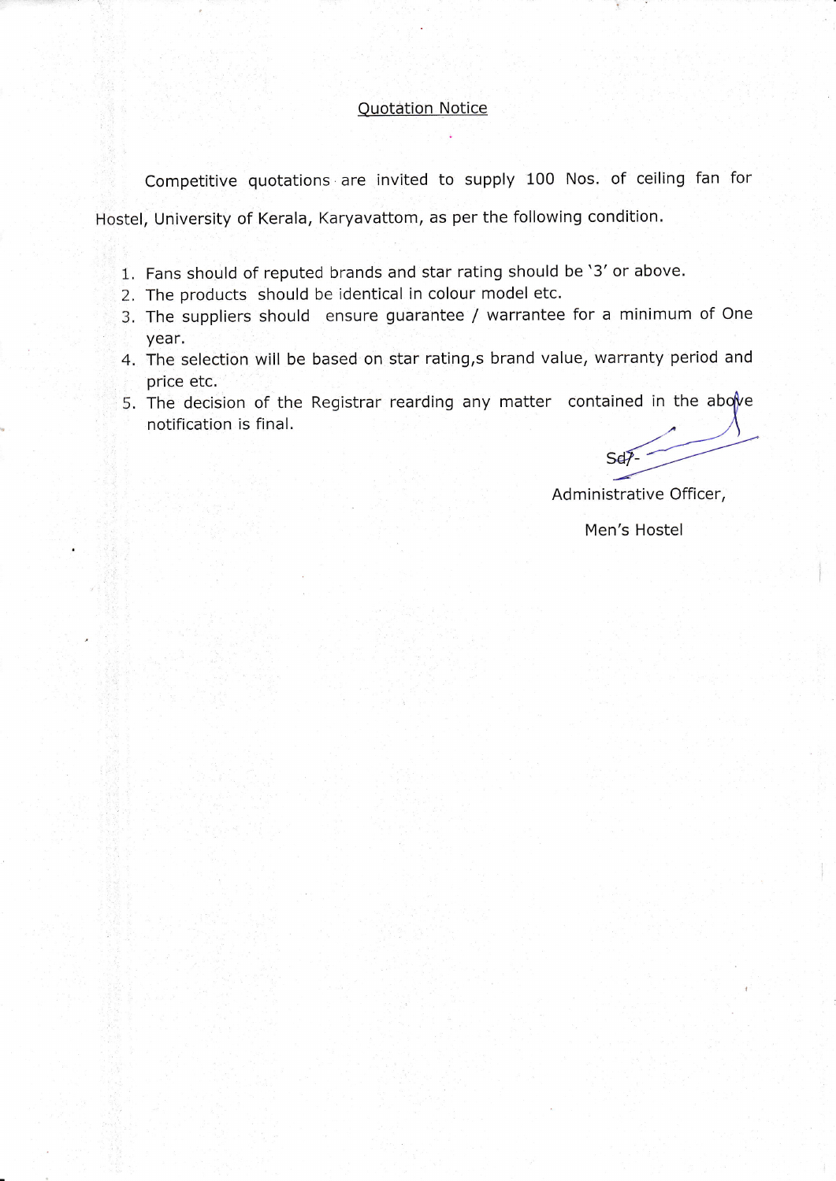Quotation Notice

Competitive quotations are invited to supply 100 Nos. of ceiling fan for Hostel, University of Kerala, Karyavattom, as per the following condition.

1. Fans should of reputed brands and star rating should be '3' or above.
2. The products should be identical in colour model etc.
3. The suppliers should ensure guarantee / warrantee for a minimum of One year.
4. The selection will be based on star rating,s brand value, warranty period and price etc.
5. The decision of the Registrar rearding any matter contained in the above notification is final.

Sd/-

Administrative Officer,

Men's Hostel